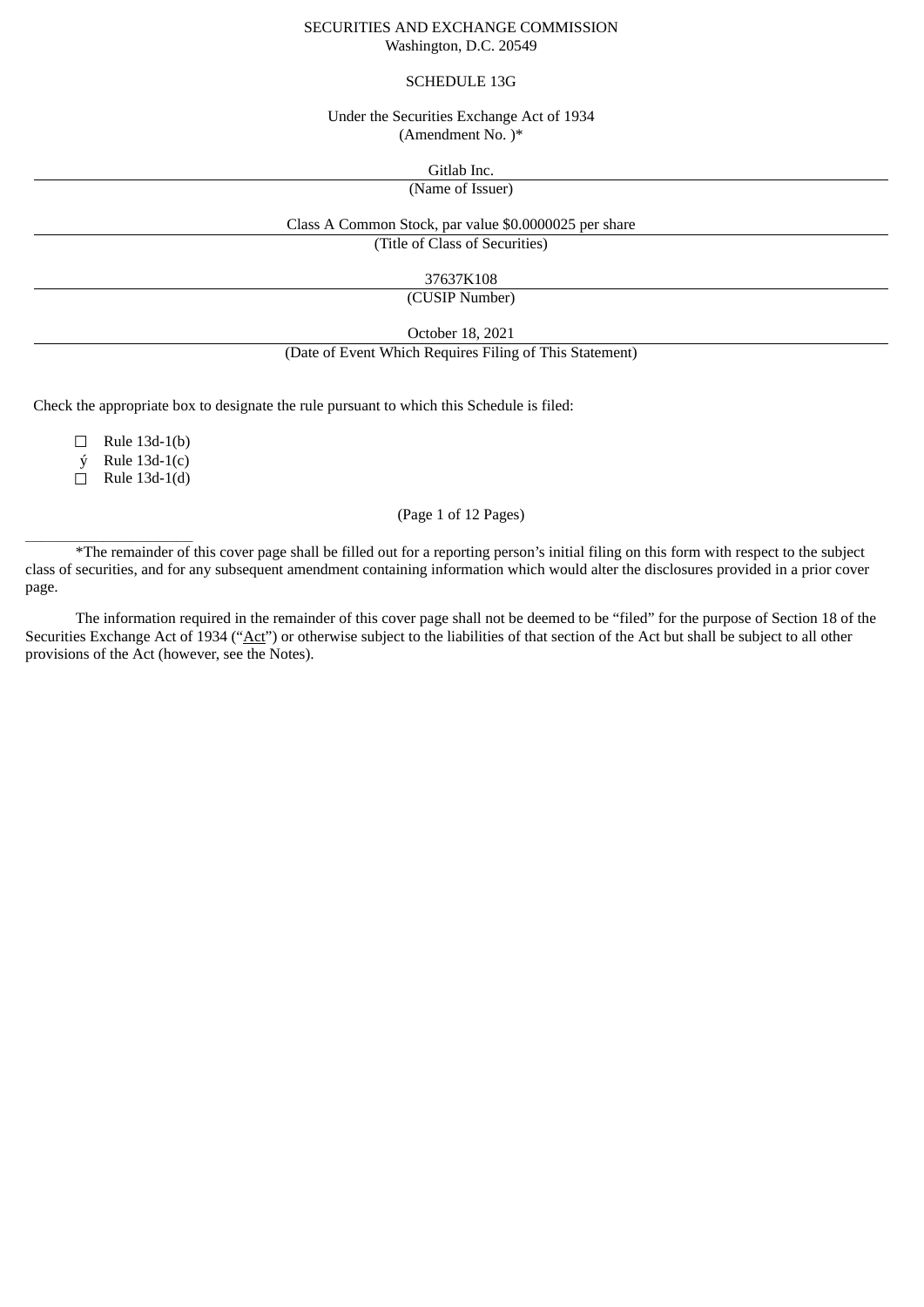SECURITIES AND EXCHANGE COMMISSION
Washington, D.C. 20549

SCHEDULE 13G

Under the Securities Exchange Act of 1934
(Amendment No. )*

Gitlab Inc.
(Name of Issuer)

Class A Common Stock, par value $0.0000025 per share
(Title of Class of Securities)

37637K108
(CUSIP Number)

October 18, 2021
(Date of Event Which Requires Filing of This Statement)

Check the appropriate box to designate the rule pursuant to which this Schedule is filed:

- ☐ Rule 13d-1(b)
- ý Rule 13d-1(c)
- ☐ Rule 13d-1(d)

(Page 1 of 12 Pages)

---

*The remainder of this cover page shall be filled out for a reporting person's initial filing on this form with respect to the subject class of securities, and for any subsequent amendment containing information which would alter the disclosures provided in a prior cover page.

The information required in the remainder of this cover page shall not be deemed to be "filed" for the purpose of Section 18 of the Securities Exchange Act of 1934 ("Act") or otherwise subject to the liabilities of that section of the Act but shall be subject to all other provisions of the Act (however, see the Notes).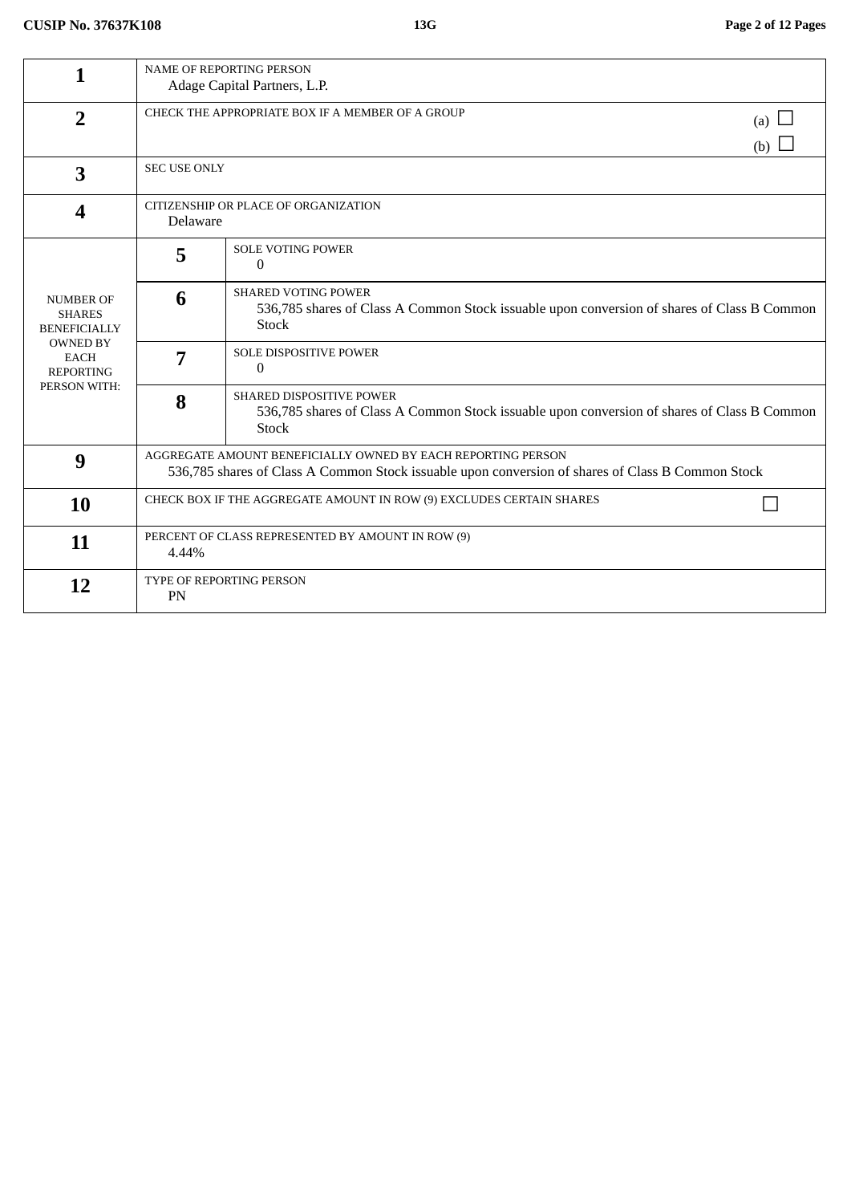| | | | |
|---|---|---|---|
| 1 | NAME OF REPORTING PERSON<br>Adage Capital Partners, L.P. | | |
| 2 | CHECK THE APPROPRIATE BOX IF A MEMBER OF A GROUP | | (a) ☐<br>(b) ☐ |
| 3 | SEC USE ONLY | | |
| 4 | CITIZENSHIP OR PLACE OF ORGANIZATION<br>Delaware | | |
| NUMBER OF SHARES BENEFICIALLY OWNED BY EACH REPORTING PERSON WITH: | 5 | SOLE VOTING POWER<br>0 | |
| | 6 | SHARED VOTING POWER<br>536,785 shares of Class A Common Stock issuable upon conversion of shares of Class B Common Stock | |
| | 7 | SOLE DISPOSITIVE POWER<br>0 | |
| | 8 | SHARED DISPOSITIVE POWER<br>536,785 shares of Class A Common Stock issuable upon conversion of shares of Class B Common Stock | |
| 9 | AGGREGATE AMOUNT BENEFICIALLY OWNED BY EACH REPORTING PERSON<br>536,785 shares of Class A Common Stock issuable upon conversion of shares of Class B Common Stock | | |
| 10 | CHECK BOX IF THE AGGREGATE AMOUNT IN ROW (9) EXCLUDES CERTAIN SHARES | | ☐ |
| 11 | PERCENT OF CLASS REPRESENTED BY AMOUNT IN ROW (9)<br>4.44% | | |
| 12 | TYPE OF REPORTING PERSON<br>PN | | |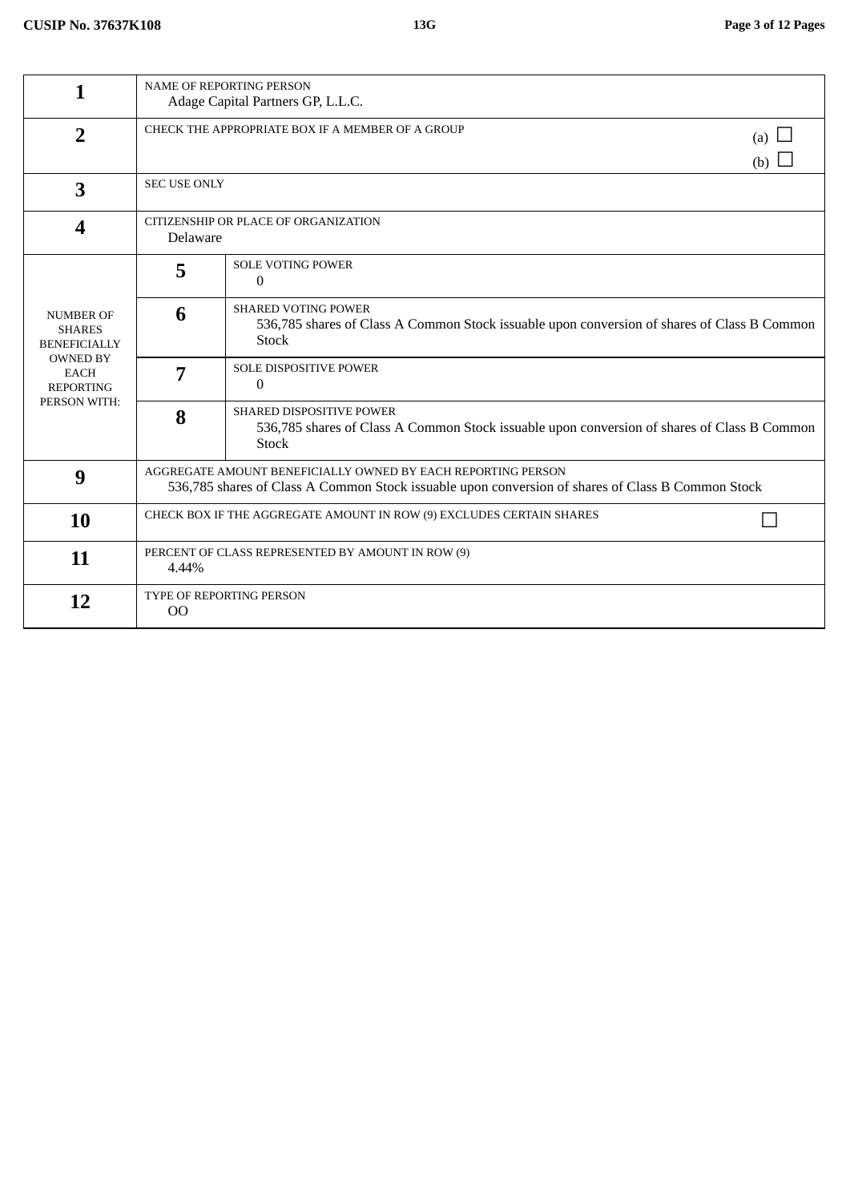| | | | |
|---|---|---|---|
| 1 | NAME OF REPORTING PERSON<br>Adage Capital Partners GP, L.L.C. | | |
| 2 | CHECK THE APPROPRIATE BOX IF A MEMBER OF A GROUP | | (a) ☐<br>(b) ☐ |
| 3 | SEC USE ONLY | | |
| 4 | CITIZENSHIP OR PLACE OF ORGANIZATION<br>Delaware | | |
| NUMBER OF SHARES BENEFICIALLY OWNED BY EACH REPORTING PERSON WITH: | 5 | SOLE VOTING POWER<br>0 | |
| | 6 | SHARED VOTING POWER<br>536,785 shares of Class A Common Stock issuable upon conversion of shares of Class B Common Stock | |
| | 7 | SOLE DISPOSITIVE POWER<br>0 | |
| | 8 | SHARED DISPOSITIVE POWER<br>536,785 shares of Class A Common Stock issuable upon conversion of shares of Class B Common Stock | |
| 9 | AGGREGATE AMOUNT BENEFICIALLY OWNED BY EACH REPORTING PERSON<br>536,785 shares of Class A Common Stock issuable upon conversion of shares of Class B Common Stock | | |
| 10 | CHECK BOX IF THE AGGREGATE AMOUNT IN ROW (9) EXCLUDES CERTAIN SHARES | | ☐ |
| 11 | PERCENT OF CLASS REPRESENTED BY AMOUNT IN ROW (9)<br>4.44% | | |
| 12 | TYPE OF REPORTING PERSON<br>OO | | |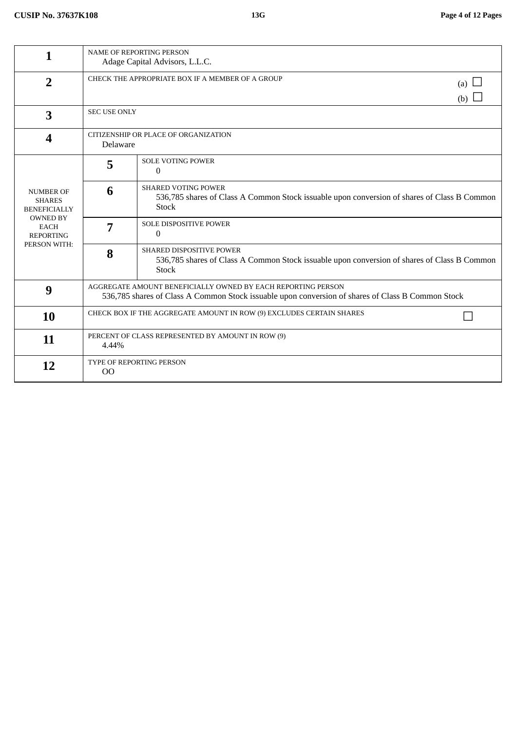| | | | |
|---|---|---|---|
| 1 | NAME OF REPORTING PERSON<br>Adage Capital Advisors, L.L.C. | | |
| 2 | CHECK THE APPROPRIATE BOX IF A MEMBER OF A GROUP (a) ☐ (b) ☐ | | |
| 3 | SEC USE ONLY | | |
| 4 | CITIZENSHIP OR PLACE OF ORGANIZATION<br>Delaware | | |
| NUMBER OF SHARES BENEFICIALLY OWNED BY EACH REPORTING PERSON WITH: | 5 | SOLE VOTING POWER<br>0 | |
| | 6 | SHARED VOTING POWER<br>536,785 shares of Class A Common Stock issuable upon conversion of shares of Class B Common Stock | |
| | 7 | SOLE DISPOSITIVE POWER<br>0 | |
| | 8 | SHARED DISPOSITIVE POWER<br>536,785 shares of Class A Common Stock issuable upon conversion of shares of Class B Common Stock | |
| 9 | AGGREGATE AMOUNT BENEFICIALLY OWNED BY EACH REPORTING PERSON<br>536,785 shares of Class A Common Stock issuable upon conversion of shares of Class B Common Stock | | |
| 10 | CHECK BOX IF THE AGGREGATE AMOUNT IN ROW (9) EXCLUDES CERTAIN SHARES ☐ | | |
| 11 | PERCENT OF CLASS REPRESENTED BY AMOUNT IN ROW (9)<br>4.44% | | |
| 12 | TYPE OF REPORTING PERSON<br>OO | | |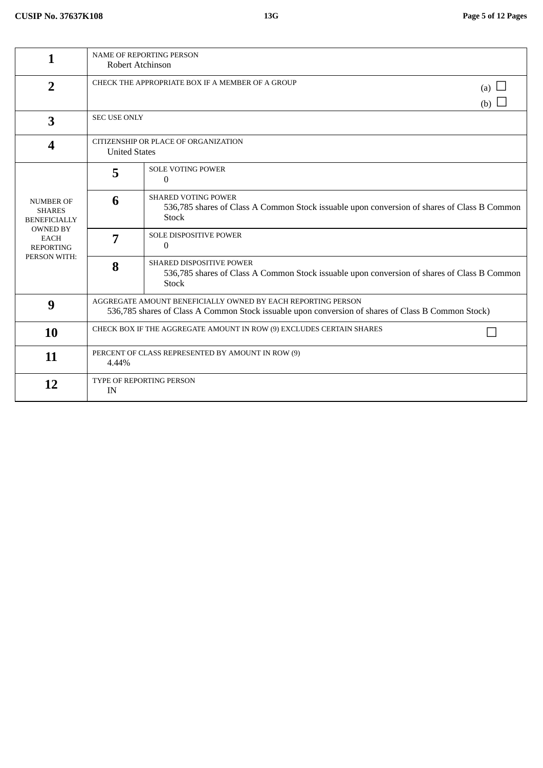| | | | |
|---|---|---|---|
| 1 | NAME OF REPORTING PERSON<br>Robert Atchinson | | |
| 2 | CHECK THE APPROPRIATE BOX IF A MEMBER OF A GROUP | | (a) ☐<br>(b) ☐ |
| 3 | SEC USE ONLY | | |
| 4 | CITIZENSHIP OR PLACE OF ORGANIZATION<br>United States | | |
| NUMBER OF SHARES BENEFICIALLY OWNED BY EACH REPORTING PERSON WITH: | 5 | SOLE VOTING POWER<br>0 | |
| | 6 | SHARED VOTING POWER<br>536,785 shares of Class A Common Stock issuable upon conversion of shares of Class B Common Stock | |
| | 7 | SOLE DISPOSITIVE POWER<br>0 | |
| | 8 | SHARED DISPOSITIVE POWER<br>536,785 shares of Class A Common Stock issuable upon conversion of shares of Class B Common Stock | |
| 9 | AGGREGATE AMOUNT BENEFICIALLY OWNED BY EACH REPORTING PERSON<br>536,785 shares of Class A Common Stock issuable upon conversion of shares of Class B Common Stock) | | |
| 10 | CHECK BOX IF THE AGGREGATE AMOUNT IN ROW (9) EXCLUDES CERTAIN SHARES | | ☐ |
| 11 | PERCENT OF CLASS REPRESENTED BY AMOUNT IN ROW (9)<br>4.44% | | |
| 12 | TYPE OF REPORTING PERSON<br>IN | | |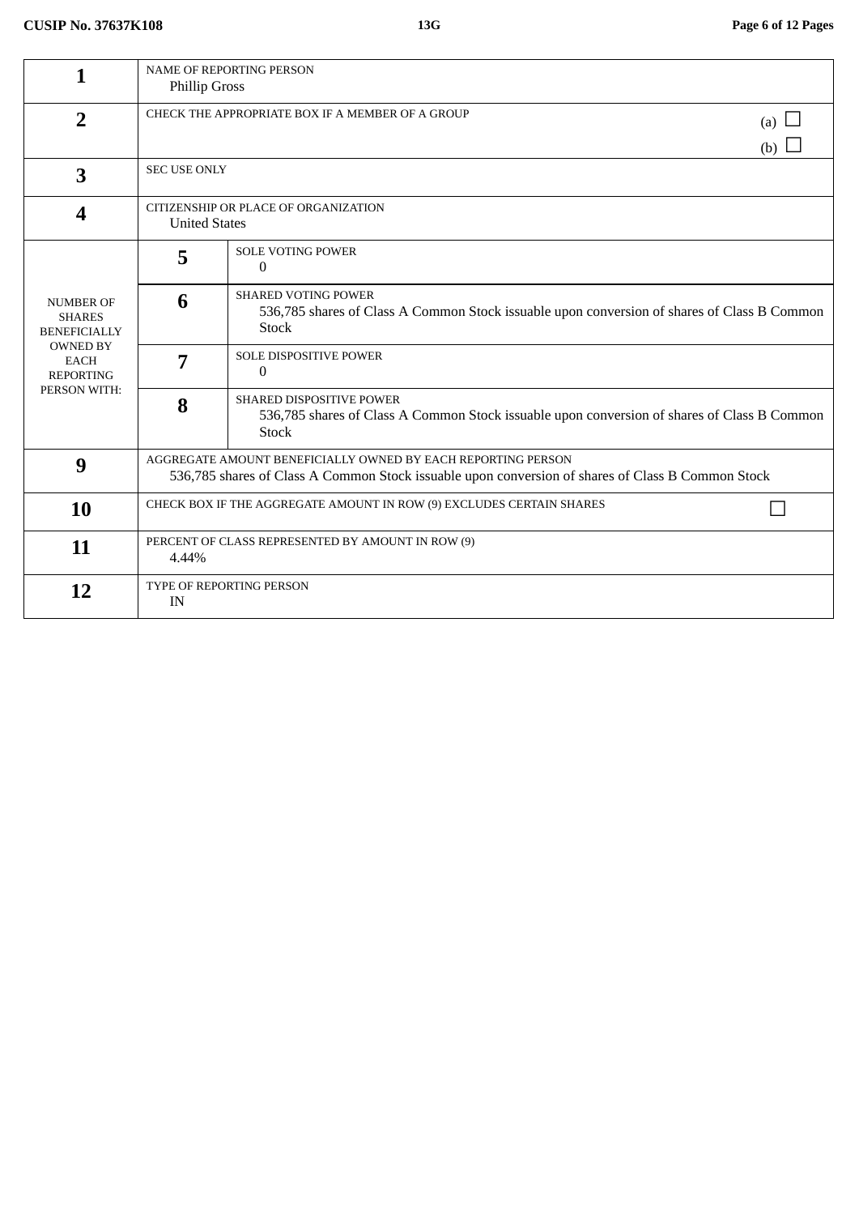| | | | |
|---|---|---|---|
| **1** | NAME OF REPORTING PERSON<br>Phillip Gross | | |
| **2** | CHECK THE APPROPRIATE BOX IF A MEMBER OF A GROUP | | (a) ☐<br>(b) ☐ |
| **3** | SEC USE ONLY | | |
| **4** | CITIZENSHIP OR PLACE OF ORGANIZATION<br>United States | | |
| NUMBER OF SHARES BENEFICIALLY OWNED BY EACH REPORTING PERSON WITH: | **5** | SOLE VOTING POWER<br>0 | |
| | **6** | SHARED VOTING POWER<br>536,785 shares of Class A Common Stock issuable upon conversion of shares of Class B Common Stock | |
| | **7** | SOLE DISPOSITIVE POWER<br>0 | |
| | **8** | SHARED DISPOSITIVE POWER<br>536,785 shares of Class A Common Stock issuable upon conversion of shares of Class B Common Stock | |
| **9** | AGGREGATE AMOUNT BENEFICIALLY OWNED BY EACH REPORTING PERSON<br>536,785 shares of Class A Common Stock issuable upon conversion of shares of Class B Common Stock | | |
| **10** | CHECK BOX IF THE AGGREGATE AMOUNT IN ROW (9) EXCLUDES CERTAIN SHARES | | ☐ |
| **11** | PERCENT OF CLASS REPRESENTED BY AMOUNT IN ROW (9)<br>4.44% | | |
| **12** | TYPE OF REPORTING PERSON<br>IN | | |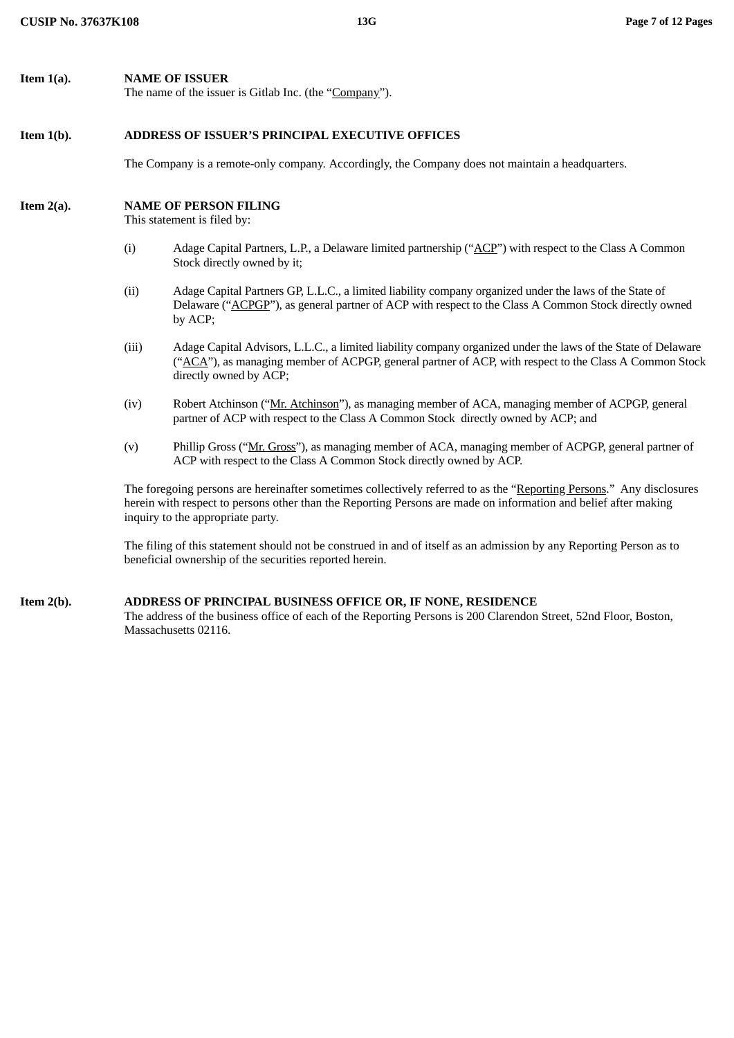**Item 1(a).** **NAME OF ISSUER**

The name of the issuer is Gitlab Inc. (the "Company").

**Item 1(b).** **ADDRESS OF ISSUER'S PRINCIPAL EXECUTIVE OFFICES**

The Company is a remote-only company. Accordingly, the Company does not maintain a headquarters.

**Item 2(a).** **NAME OF PERSON FILING**

This statement is filed by:

(i) Adage Capital Partners, L.P., a Delaware limited partnership ("ACP") with respect to the Class A Common Stock directly owned by it;

(ii) Adage Capital Partners GP, L.L.C., a limited liability company organized under the laws of the State of Delaware ("ACPGP"), as general partner of ACP with respect to the Class A Common Stock directly owned by ACP;

(iii) Adage Capital Advisors, L.L.C., a limited liability company organized under the laws of the State of Delaware ("ACA"), as managing member of ACPGP, general partner of ACP, with respect to the Class A Common Stock directly owned by ACP;

(iv) Robert Atchinson ("Mr. Atchinson"), as managing member of ACA, managing member of ACPGP, general partner of ACP with respect to the Class A Common Stock directly owned by ACP; and

(v) Phillip Gross ("Mr. Gross"), as managing member of ACA, managing member of ACPGP, general partner of ACP with respect to the Class A Common Stock directly owned by ACP.

The foregoing persons are hereinafter sometimes collectively referred to as the "Reporting Persons." Any disclosures herein with respect to persons other than the Reporting Persons are made on information and belief after making inquiry to the appropriate party.

The filing of this statement should not be construed in and of itself as an admission by any Reporting Person as to beneficial ownership of the securities reported herein.

**Item 2(b).** **ADDRESS OF PRINCIPAL BUSINESS OFFICE OR, IF NONE, RESIDENCE**

The address of the business office of each of the Reporting Persons is 200 Clarendon Street, 52nd Floor, Boston, Massachusetts 02116.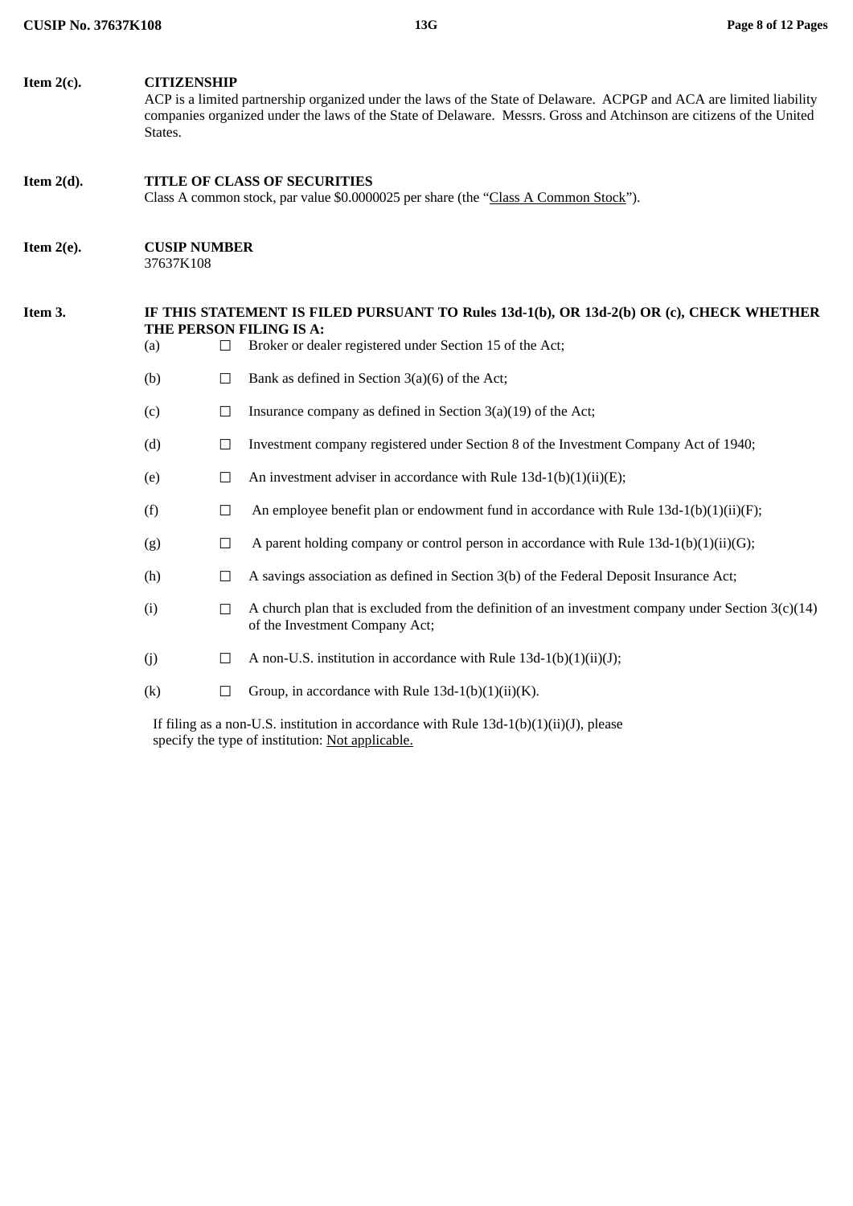**Item 2(c).** **CITIZENSHIP**

ACP is a limited partnership organized under the laws of the State of Delaware. ACPGP and ACA are limited liability companies organized under the laws of the State of Delaware. Messrs. Gross and Atchinson are citizens of the United States.

**Item 2(d).** **TITLE OF CLASS OF SECURITIES**

Class A common stock, par value $0.0000025 per share (the "Class A Common Stock").

**Item 2(e).** **CUSIP NUMBER**

37637K108

**Item 3.** **IF THIS STATEMENT IS FILED PURSUANT TO Rules 13d-1(b), OR 13d-2(b) OR (c), CHECK WHETHER THE PERSON FILING IS A:**

(a) ☐ Broker or dealer registered under Section 15 of the Act;

(b) ☐ Bank as defined in Section 3(a)(6) of the Act;

(c) ☐ Insurance company as defined in Section 3(a)(19) of the Act;

(d) ☐ Investment company registered under Section 8 of the Investment Company Act of 1940;

(e) ☐ An investment adviser in accordance with Rule 13d-1(b)(1)(ii)(E);

(f) ☐ An employee benefit plan or endowment fund in accordance with Rule 13d-1(b)(1)(ii)(F);

(g) ☐ A parent holding company or control person in accordance with Rule 13d-1(b)(1)(ii)(G);

(h) ☐ A savings association as defined in Section 3(b) of the Federal Deposit Insurance Act;

(i) ☐ A church plan that is excluded from the definition of an investment company under Section 3(c)(14) of the Investment Company Act;

(j) ☐ A non-U.S. institution in accordance with Rule 13d-1(b)(1)(ii)(J);

(k) ☐ Group, in accordance with Rule 13d-1(b)(1)(ii)(K).

If filing as a non-U.S. institution in accordance with Rule 13d-1(b)(1)(ii)(J), please specify the type of institution: Not applicable.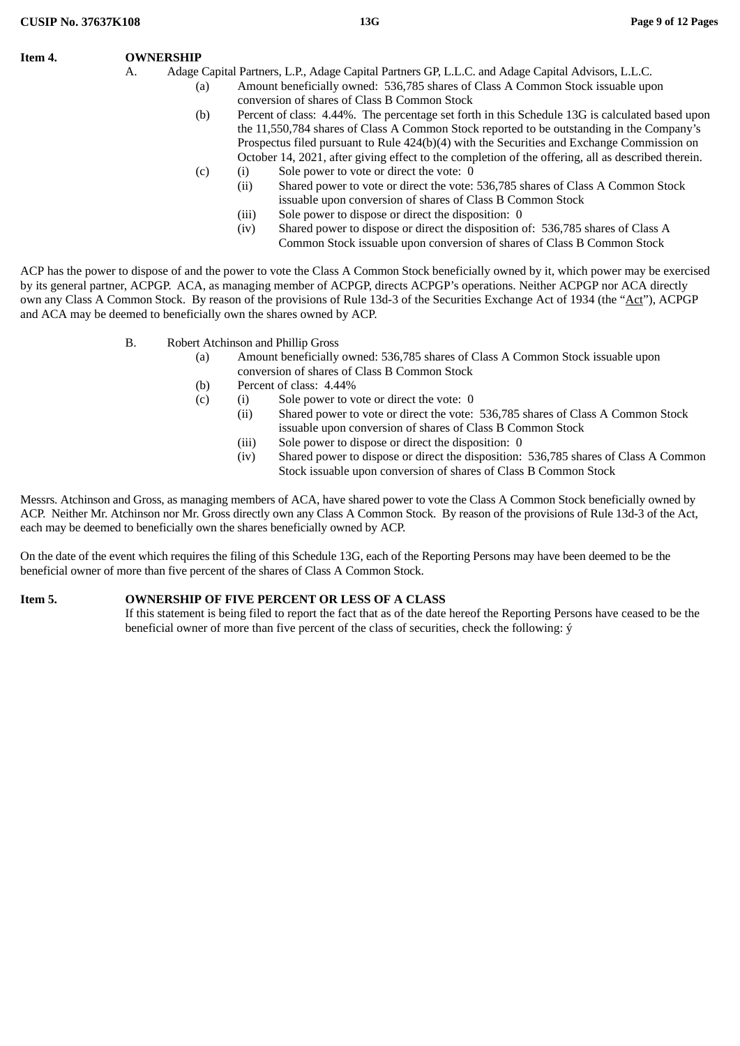**Item 4. OWNERSHIP**

A. Adage Capital Partners, L.P., Adage Capital Partners GP, L.L.C. and Adage Capital Advisors, L.L.C.

(a) Amount beneficially owned: 536,785 shares of Class A Common Stock issuable upon conversion of shares of Class B Common Stock

(b) Percent of class: 4.44%. The percentage set forth in this Schedule 13G is calculated based upon the 11,550,784 shares of Class A Common Stock reported to be outstanding in the Company's Prospectus filed pursuant to Rule 424(b)(4) with the Securities and Exchange Commission on October 14, 2021, after giving effect to the completion of the offering, all as described therein.

(c) (i) Sole power to vote or direct the vote: 0

(ii) Shared power to vote or direct the vote: 536,785 shares of Class A Common Stock issuable upon conversion of shares of Class B Common Stock

(iii) Sole power to dispose or direct the disposition: 0

(iv) Shared power to dispose or direct the disposition of: 536,785 shares of Class A Common Stock issuable upon conversion of shares of Class B Common Stock

ACP has the power to dispose of and the power to vote the Class A Common Stock beneficially owned by it, which power may be exercised by its general partner, ACPGP. ACA, as managing member of ACPGP, directs ACPGP's operations. Neither ACPGP nor ACA directly own any Class A Common Stock. By reason of the provisions of Rule 13d-3 of the Securities Exchange Act of 1934 (the "Act"), ACPGP and ACA may be deemed to beneficially own the shares owned by ACP.

B. Robert Atchinson and Phillip Gross

(a) Amount beneficially owned: 536,785 shares of Class A Common Stock issuable upon conversion of shares of Class B Common Stock

(b) Percent of class: 4.44%

(c) (i) Sole power to vote or direct the vote: 0

(ii) Shared power to vote or direct the vote: 536,785 shares of Class A Common Stock issuable upon conversion of shares of Class B Common Stock

(iii) Sole power to dispose or direct the disposition: 0

(iv) Shared power to dispose or direct the disposition: 536,785 shares of Class A Common Stock issuable upon conversion of shares of Class B Common Stock

Messrs. Atchinson and Gross, as managing members of ACA, have shared power to vote the Class A Common Stock beneficially owned by ACP. Neither Mr. Atchinson nor Mr. Gross directly own any Class A Common Stock. By reason of the provisions of Rule 13d-3 of the Act, each may be deemed to beneficially own the shares beneficially owned by ACP.

On the date of the event which requires the filing of this Schedule 13G, each of the Reporting Persons may have been deemed to be the beneficial owner of more than five percent of the shares of Class A Common Stock.

**Item 5. OWNERSHIP OF FIVE PERCENT OR LESS OF A CLASS**

If this statement is being filed to report the fact that as of the date hereof the Reporting Persons have ceased to be the beneficial owner of more than five percent of the class of securities, check the following: ý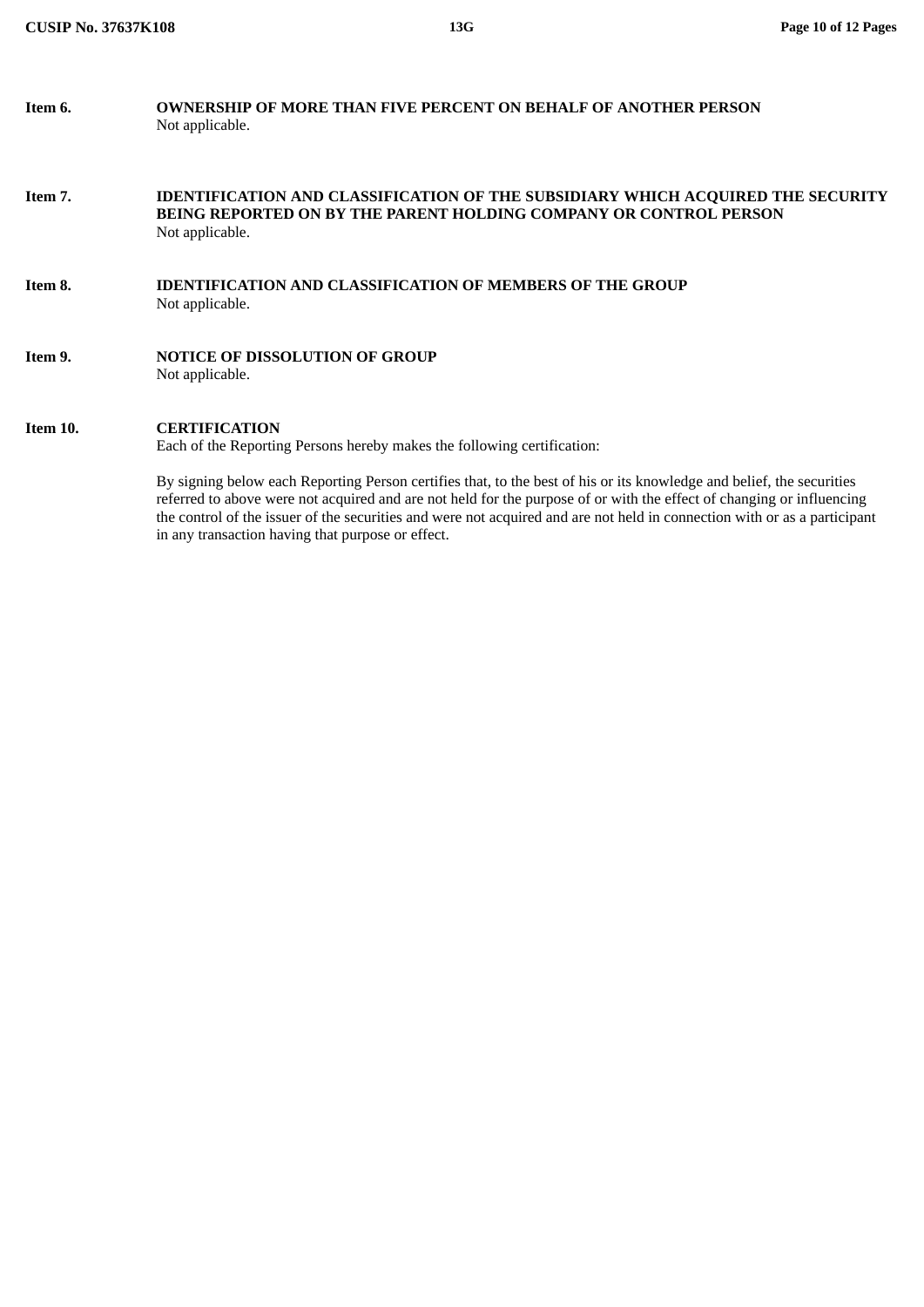**Item 6. OWNERSHIP OF MORE THAN FIVE PERCENT ON BEHALF OF ANOTHER PERSON**

Not applicable.

**Item 7. IDENTIFICATION AND CLASSIFICATION OF THE SUBSIDIARY WHICH ACQUIRED THE SECURITY BEING REPORTED ON BY THE PARENT HOLDING COMPANY OR CONTROL PERSON**

Not applicable.

**Item 8. IDENTIFICATION AND CLASSIFICATION OF MEMBERS OF THE GROUP**

Not applicable.

**Item 9. NOTICE OF DISSOLUTION OF GROUP**

Not applicable.

**Item 10. CERTIFICATION**

Each of the Reporting Persons hereby makes the following certification:

By signing below each Reporting Person certifies that, to the best of his or its knowledge and belief, the securities referred to above were not acquired and are not held for the purpose of or with the effect of changing or influencing the control of the issuer of the securities and were not acquired and are not held in connection with or as a participant in any transaction having that purpose or effect.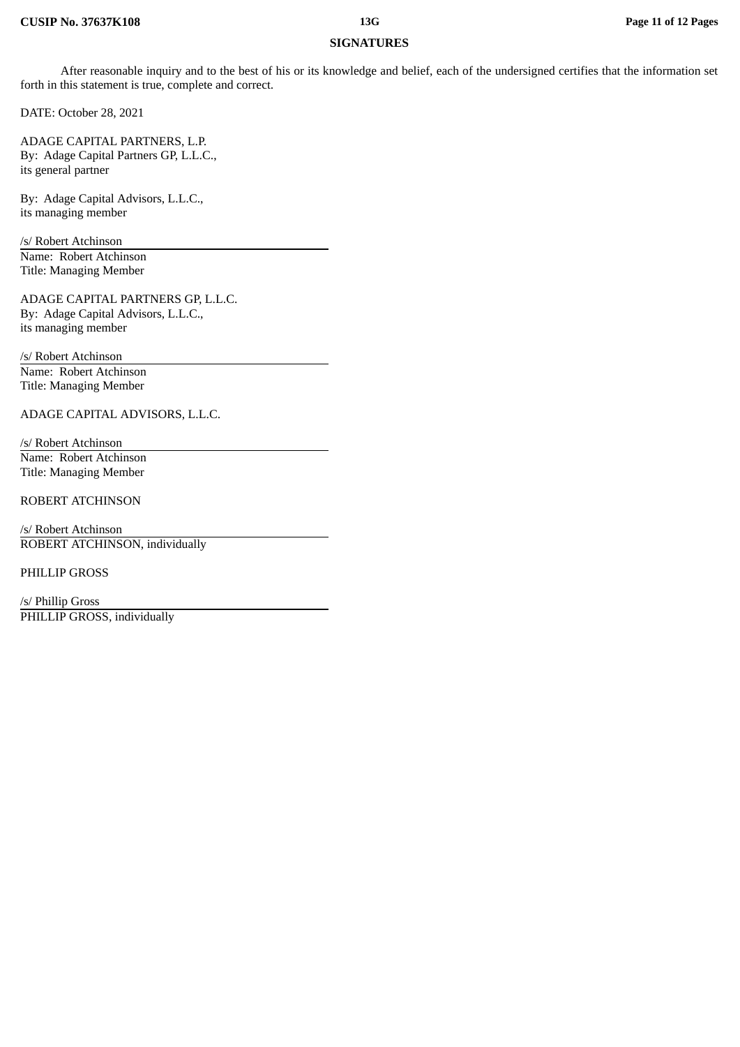## SIGNATURES

After reasonable inquiry and to the best of his or its knowledge and belief, each of the undersigned certifies that the information set forth in this statement is true, complete and correct.

DATE: October 28, 2021

ADAGE CAPITAL PARTNERS, L.P.
By: Adage Capital Partners GP, L.L.C.,
its general partner

By: Adage Capital Advisors, L.L.C.,
its managing member

/s/ Robert Atchinson
Name: Robert Atchinson
Title: Managing Member

ADAGE CAPITAL PARTNERS GP, L.L.C.
By: Adage Capital Advisors, L.L.C.,
its managing member

/s/ Robert Atchinson
Name: Robert Atchinson
Title: Managing Member

ADAGE CAPITAL ADVISORS, L.L.C.

/s/ Robert Atchinson
Name: Robert Atchinson
Title: Managing Member

ROBERT ATCHINSON

/s/ Robert Atchinson
ROBERT ATCHINSON, individually

PHILLIP GROSS

/s/ Phillip Gross
PHILLIP GROSS, individually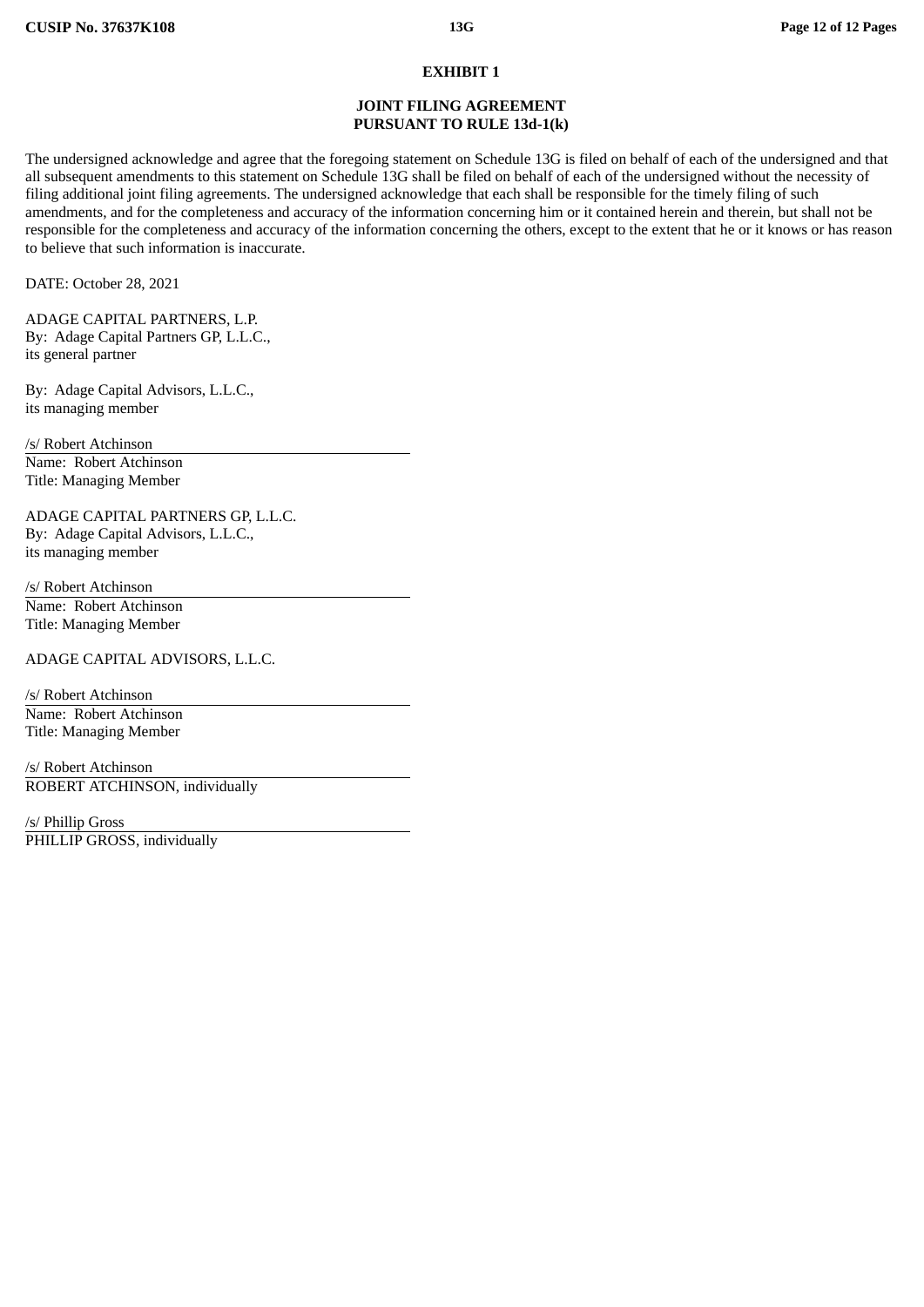**EXHIBIT 1**

**JOINT FILING AGREEMENT**
**PURSUANT TO RULE 13d-1(k)**

The undersigned acknowledge and agree that the foregoing statement on Schedule 13G is filed on behalf of each of the undersigned and that all subsequent amendments to this statement on Schedule 13G shall be filed on behalf of each of the undersigned without the necessity of filing additional joint filing agreements. The undersigned acknowledge that each shall be responsible for the timely filing of such amendments, and for the completeness and accuracy of the information concerning him or it contained herein and therein, but shall not be responsible for the completeness and accuracy of the information concerning the others, except to the extent that he or it knows or has reason to believe that such information is inaccurate.

DATE: October 28, 2021

ADAGE CAPITAL PARTNERS, L.P.
By: Adage Capital Partners GP, L.L.C.,
its general partner

By: Adage Capital Advisors, L.L.C.,
its managing member

/s/ Robert Atchinson
Name: Robert Atchinson
Title: Managing Member

ADAGE CAPITAL PARTNERS GP, L.L.C.
By: Adage Capital Advisors, L.L.C.,
its managing member

/s/ Robert Atchinson
Name: Robert Atchinson
Title: Managing Member

ADAGE CAPITAL ADVISORS, L.L.C.

/s/ Robert Atchinson
Name: Robert Atchinson
Title: Managing Member

/s/ Robert Atchinson
ROBERT ATCHINSON, individually

/s/ Phillip Gross
PHILLIP GROSS, individually